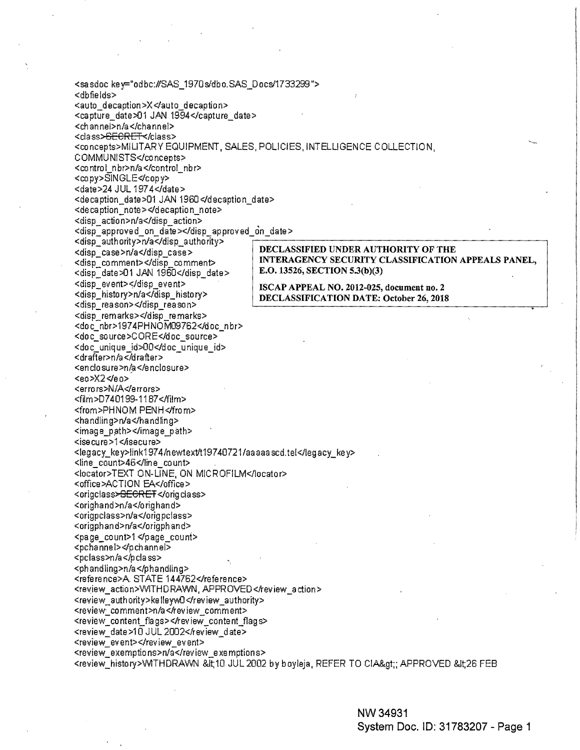```
<sasdoc key="odbc://SAS_1970s/dbo.SAS_Docs/1733299">
<dbfields>
<auto_decaption>X</auto_decaption>
<capture_date>01 JAN 1994</capture_date>
<channel>n/a</channel>
<class>SECRET</class>
<concepts>MILITARY EQUIPMENT, SALES, POLICIES, INTELLIGENCE COLLECTION,
COMMUNISTS</concepts>
<control_nbr>n/a</control_nbr>
<copy>SINGLE</copy>
<date>24 JUL 1974</date>
<decaption_date>01 JAN 1960</decaption_date>
<decaption_note></decaption_note>
<disp_action>n/a</disp_action>
<disp_approved_on_date></disp_approved_on_date>
<disp_authority>n/a</disp_authority>
<disp_case>n/a</disp_case>
<disp_comment></disp_comment>
<disp_date>01 JAN 1960</disp_date>
<disp_event></disp_event>
<disp_history>n/a</disp_history>
<disp_reason></disp_reason>
<disp_remarks></disp_remarks>
<doc_nbr>1974PHNOM09762</doc_nbr>
<doc_source>CORE</doc_source>
<doc_unique_id>00</doc_unique_id>
<drafter>n/a</drafter>
<enclosure>n/a</enclosure>
<eo>X2</eo>
<errors>N/A</errors>
<film>D740199-1187</film>
<from>PHNOM PENH</from>
<handling>n/a</handling>
<image_path></image_path>
<isecure>1</isecure>
<legacy_key>link1974/newtext/t19740721/aaaaascd.tel</legacy_key>
<line_count>46</line_count>
<locator>TEXT ON-LINE, ON MICROFILM</locator>
<office>ACTION EA</office>
<origclass>SECRET</origclass>
<orighand>n/a</orighand>
<origpclass>n/a</origpclass>
<origphand>n/a</origphand>
<page_count>1</page_count>
<pchannel></pchannel>
<pclass>n/a</pclass>
<phandling>n/a</phandling>
<reference>A. STATE 144762</reference>
<review_action>WITHDRAWN, APPROVED</review_action>
<review_authority>kelleyw0</review_authority>
<review_comment>n/a</review_comment>
<review_content_flags></review_content_flags>
<review_date>10 JUL 2002</review_date>
<review_event></review_event>
<review_exemptions>n/a</review_exemptions>
<review_history>WITHDRAWN &lt;10 JUL 2002 by boyleja, REFER TO CIA&gt;; APPROVED &lt;26 FEB
```

**DECLASSIFIED UNDER AUTHORITY OF THE INTERAGENCY SECURITY CLASSIFICATION APPEALS PANEL, E.O. 13526, SECTION 5.3(b)(3)**

**ISCAP APPEAL NO. 2012-025, document no. 2**
**DECLASSIFICATION DATE: October 26, 2018**

NW 34931
System Doc. ID: 31783207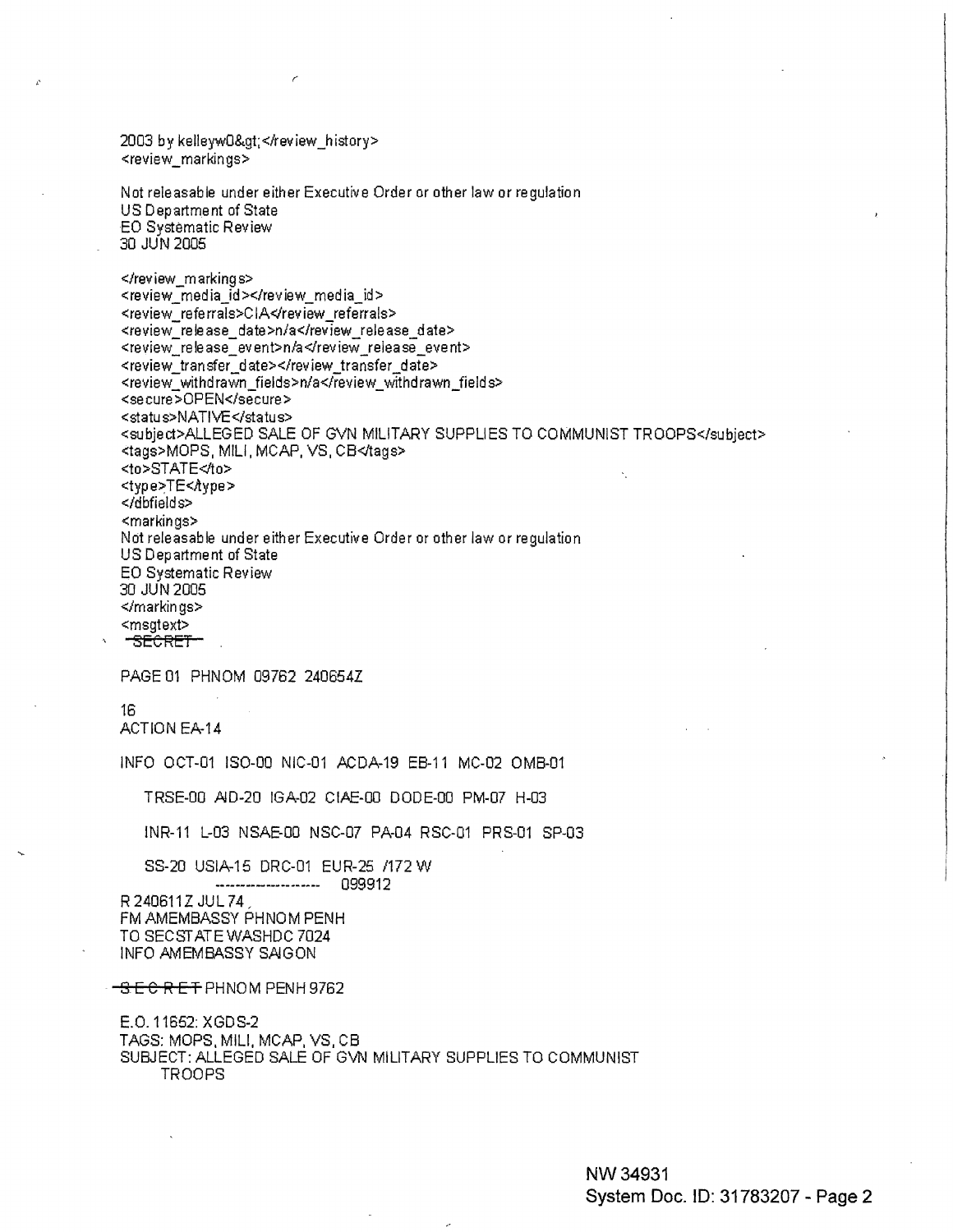2003 by kelleyw0&gt;</review_history>
<review_markings>

Not releasable under either Executive Order or other law or regulation
US Department of State
EO Systematic Review
30 JUN 2005

</review_markings>
<review_media_id></review_media_id>
<review_referrals>CIA</review_referrals>
<review_release_date>n/a</review_release_date>
<review_release_event>n/a</review_release_event>
<review_transfer_date></review_transfer_date>
<review_withdrawn_fields>n/a</review_withdrawn_fields>
<secure>OPEN</secure>
<status>NATIVE</status>
<subject>ALLEGED SALE OF GVN MILITARY SUPPLIES TO COMMUNIST TROOPS</subject>
<tags>MOPS, MILI, MCAP, VS, CB</tags>
<to>STATE</to>
<type>TE</type>
</dbfields>
<markings>
Not releasable under either Executive Order or other law or regulation
US Department of State
EO Systematic Review
30 JUN 2005
</markings>
<msgtext>
~~SECRET~~

PAGE 01 PHNOM 09762 240654Z

16
ACTION EA-14

INFO OCT-01 ISO-00 NIC-01 ACDA-19 EB-11 MC-02 OMB-01

TRSE-00 AID-20 IGA-02 CIAE-00 DODE-00 PM-07 H-03

INR-11 L-03 NSAE-00 NSC-07 PA-04 RSC-01 PRS-01 SP-03

SS-20 USIA-15 DRC-01 EUR-25 /172 W
--------------------- 099912

R 240611Z JUL 74
FM AMEMBASSY PHNOM PENH
TO SECSTATE WASHDC 7024
INFO AMEMBASSY SAIGON

~~S E C R E T~~ PHNOM PENH 9762

E.O. 11652: XGDS-2
TAGS: MOPS, MILI, MCAP, VS, CB
SUBJECT: ALLEGED SALE OF GVN MILITARY SUPPLIES TO COMMUNIST
TROOPS

NW 34931
System Doc. ID: 31783207 - Page 2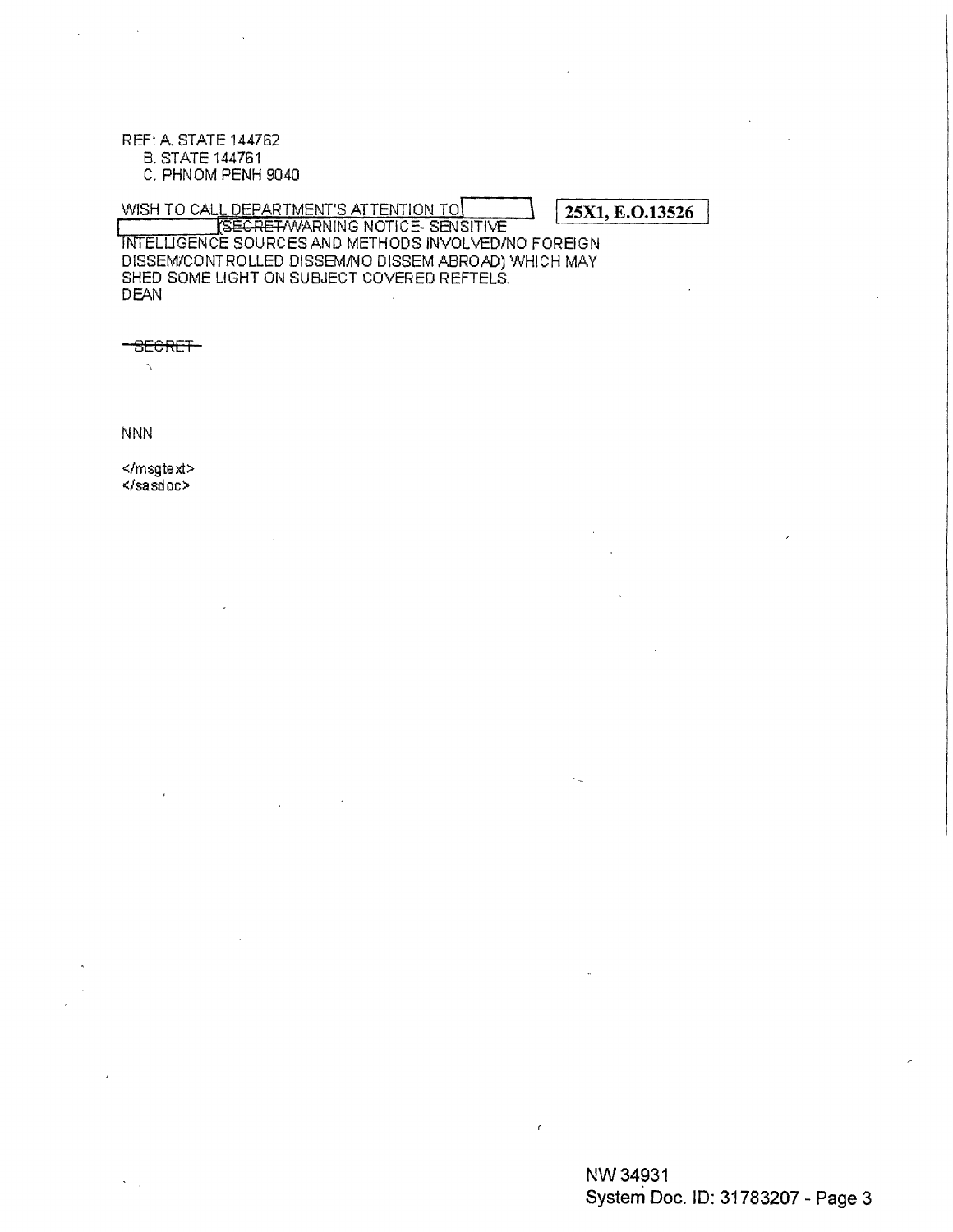REF: A. STATE 144762
B. STATE 144761
C. PHNOM PENH 9040

WISH TO CALL DEPARTMENT'S ATTENTION TO [ ] 25X1, E.O.13526
[ ] (~~SECRET~~/WARNING NOTICE- SENSITIVE INTELLIGENCE SOURCES AND METHODS INVOLVED/NO FOREIGN DISSEM/CONTROLLED DISSEM/NO DISSEM ABROAD) WHICH MAY SHED SOME LIGHT ON SUBJECT COVERED REFTELS.
DEAN

~~SECRET~~

NNN

</msgtext>
</sasdoc>

NW 34931
System Doc. ID: 31783207 - Page 3